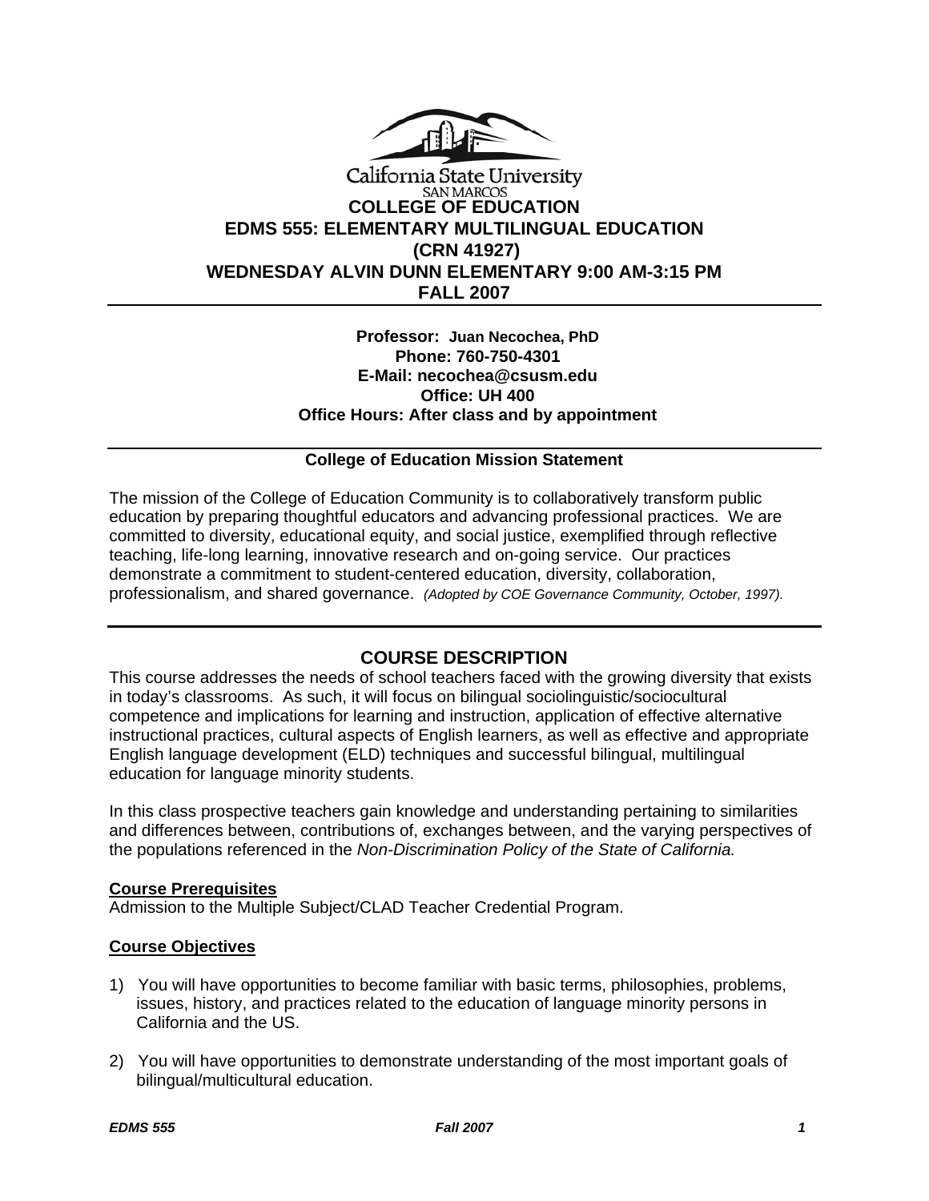California State University SAN MARCOS

# COLLEGE OF EDUCATION
# EDMS 555: ELEMENTARY MULTILINGUAL EDUCATION
## (CRN 41927)
## WEDNESDAY ALVIN DUNN ELEMENTARY 9:00 AM-3:15 PM
## FALL 2007

**Professor: Juan Necochea, PhD**
**Phone: 760-750-4301**
**E-Mail: necochea@csusm.edu**
**Office: UH 400**
**Office Hours: After class and by appointment**

**College of Education Mission Statement**

The mission of the College of Education Community is to collaboratively transform public education by preparing thoughtful educators and advancing professional practices. We are committed to diversity, educational equity, and social justice, exemplified through reflective teaching, life-long learning, innovative research and on-going service. Our practices demonstrate a commitment to student-centered education, diversity, collaboration, professionalism, and shared governance. *(Adopted by COE Governance Community, October, 1997).*

## COURSE DESCRIPTION

This course addresses the needs of school teachers faced with the growing diversity that exists in today's classrooms. As such, it will focus on bilingual sociolinguistic/sociocultural competence and implications for learning and instruction, application of effective alternative instructional practices, cultural aspects of English learners, as well as effective and appropriate English language development (ELD) techniques and successful bilingual, multilingual education for language minority students.

In this class prospective teachers gain knowledge and understanding pertaining to similarities and differences between, contributions of, exchanges between, and the varying perspectives of the populations referenced in the *Non-Discrimination Policy of the State of California.*

**Course Prerequisites**

Admission to the Multiple Subject/CLAD Teacher Credential Program.

**Course Objectives**

1) You will have opportunities to become familiar with basic terms, philosophies, problems, issues, history, and practices related to the education of language minority persons in California and the US.

2) You will have opportunities to demonstrate understanding of the most important goals of bilingual/multicultural education.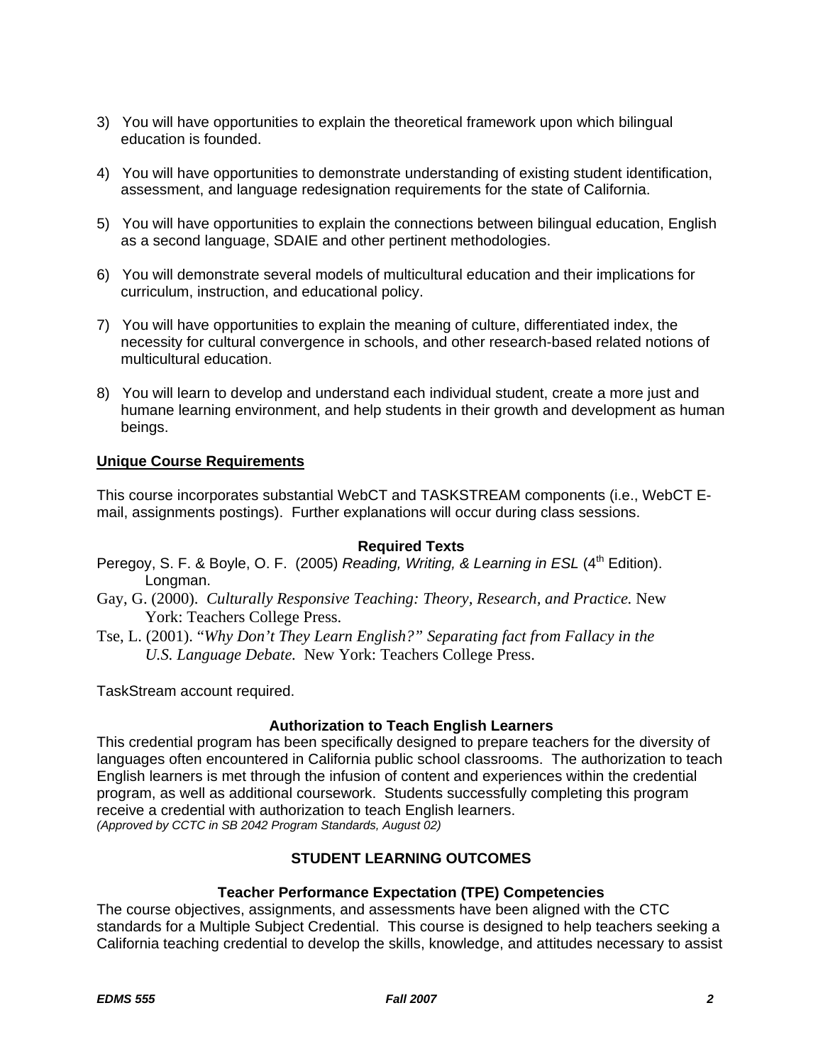3) You will have opportunities to explain the theoretical framework upon which bilingual education is founded.

4) You will have opportunities to demonstrate understanding of existing student identification, assessment, and language redesignation requirements for the state of California.

5) You will have opportunities to explain the connections between bilingual education, English as a second language, SDAIE and other pertinent methodologies.

6) You will demonstrate several models of multicultural education and their implications for curriculum, instruction, and educational policy.

7) You will have opportunities to explain the meaning of culture, differentiated index, the necessity for cultural convergence in schools, and other research-based related notions of multicultural education.

8) You will learn to develop and understand each individual student, create a more just and humane learning environment, and help students in their growth and development as human beings.

**Unique Course Requirements**

This course incorporates substantial WebCT and TASKSTREAM components (i.e., WebCT E-mail, assignments postings). Further explanations will occur during class sessions.

### Required Texts

Peregoy, S. F. & Boyle, O. F. (2005) *Reading, Writing, & Learning in ESL* (4th Edition). Longman.

Gay, G. (2000). *Culturally Responsive Teaching: Theory, Research, and Practice.* New York: Teachers College Press.

Tse, L. (2001). *"Why Don't They Learn English?" Separating fact from Fallacy in the U.S. Language Debate.* New York: Teachers College Press.

TaskStream account required.

### Authorization to Teach English Learners

This credential program has been specifically designed to prepare teachers for the diversity of languages often encountered in California public school classrooms. The authorization to teach English learners is met through the infusion of content and experiences within the credential program, as well as additional coursework. Students successfully completing this program receive a credential with authorization to teach English learners.
*(Approved by CCTC in SB 2042 Program Standards, August 02)*

## STUDENT LEARNING OUTCOMES

### Teacher Performance Expectation (TPE) Competencies

The course objectives, assignments, and assessments have been aligned with the CTC standards for a Multiple Subject Credential. This course is designed to help teachers seeking a California teaching credential to develop the skills, knowledge, and attitudes necessary to assist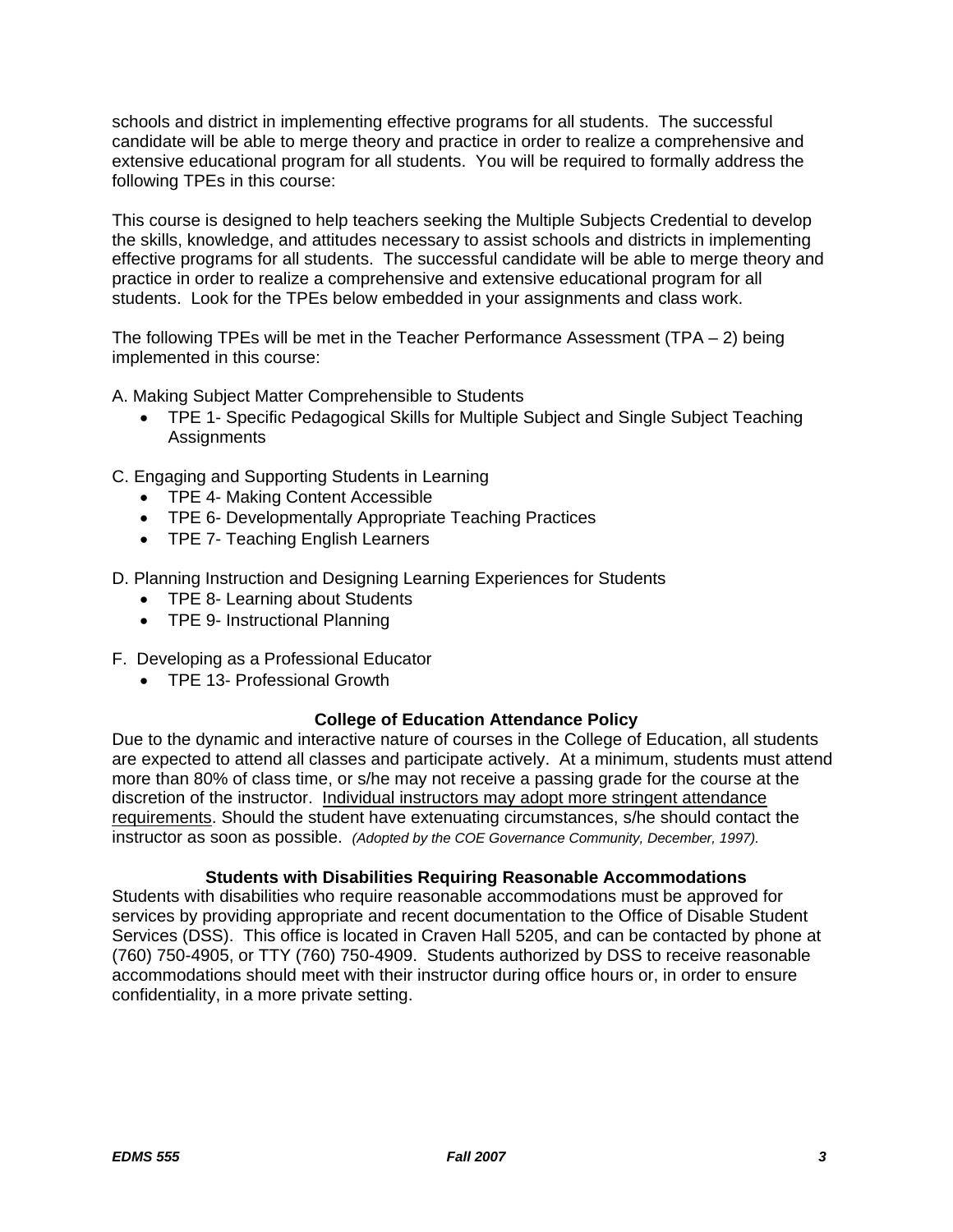schools and district in implementing effective programs for all students. The successful candidate will be able to merge theory and practice in order to realize a comprehensive and extensive educational program for all students. You will be required to formally address the following TPEs in this course:

This course is designed to help teachers seeking the Multiple Subjects Credential to develop the skills, knowledge, and attitudes necessary to assist schools and districts in implementing effective programs for all students. The successful candidate will be able to merge theory and practice in order to realize a comprehensive and extensive educational program for all students. Look for the TPEs below embedded in your assignments and class work.

The following TPEs will be met in the Teacher Performance Assessment (TPA – 2) being implemented in this course:

A. Making Subject Matter Comprehensible to Students

- TPE 1- Specific Pedagogical Skills for Multiple Subject and Single Subject Teaching Assignments

C. Engaging and Supporting Students in Learning

- TPE 4- Making Content Accessible
- TPE 6- Developmentally Appropriate Teaching Practices
- TPE 7- Teaching English Learners

D. Planning Instruction and Designing Learning Experiences for Students

- TPE 8- Learning about Students
- TPE 9- Instructional Planning

F. Developing as a Professional Educator

- TPE 13- Professional Growth

### College of Education Attendance Policy

Due to the dynamic and interactive nature of courses in the College of Education, all students are expected to attend all classes and participate actively. At a minimum, students must attend more than 80% of class time, or s/he may not receive a passing grade for the course at the discretion of the instructor. <u>Individual instructors may adopt more stringent attendance requirements</u>. Should the student have extenuating circumstances, s/he should contact the instructor as soon as possible. *(Adopted by the COE Governance Community, December, 1997).*

### Students with Disabilities Requiring Reasonable Accommodations

Students with disabilities who require reasonable accommodations must be approved for services by providing appropriate and recent documentation to the Office of Disable Student Services (DSS). This office is located in Craven Hall 5205, and can be contacted by phone at (760) 750-4905, or TTY (760) 750-4909. Students authorized by DSS to receive reasonable accommodations should meet with their instructor during office hours or, in order to ensure confidentiality, in a more private setting.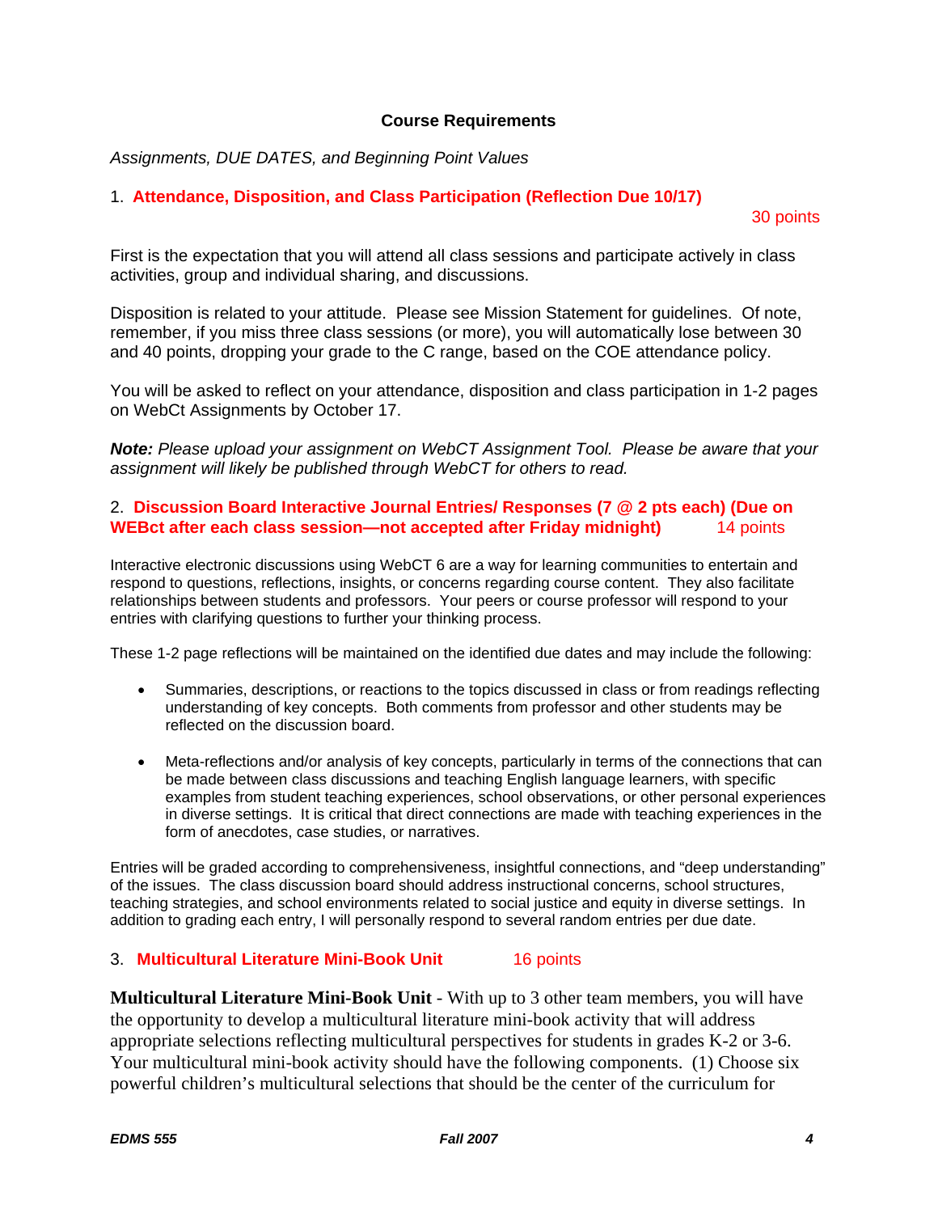## Course Requirements

*Assignments, DUE DATES, and Beginning Point Values*

1. **Attendance, Disposition, and Class Participation (Reflection Due 10/17)**

30 points

First is the expectation that you will attend all class sessions and participate actively in class activities, group and individual sharing, and discussions.

Disposition is related to your attitude. Please see Mission Statement for guidelines. Of note, remember, if you miss three class sessions (or more), you will automatically lose between 30 and 40 points, dropping your grade to the C range, based on the COE attendance policy.

You will be asked to reflect on your attendance, disposition and class participation in 1-2 pages on WebCt Assignments by October 17.

***Note:*** *Please upload your assignment on WebCT Assignment Tool. Please be aware that your assignment will likely be published through WebCT for others to read.*

2. **Discussion Board Interactive Journal Entries/ Responses (7 @ 2 pts each) (Due on WEBct after each class session—not accepted after Friday midnight)** 14 points

Interactive electronic discussions using WebCT 6 are a way for learning communities to entertain and respond to questions, reflections, insights, or concerns regarding course content. They also facilitate relationships between students and professors. Your peers or course professor will respond to your entries with clarifying questions to further your thinking process.

These 1-2 page reflections will be maintained on the identified due dates and may include the following:

- Summaries, descriptions, or reactions to the topics discussed in class or from readings reflecting understanding of key concepts. Both comments from professor and other students may be reflected on the discussion board.

- Meta-reflections and/or analysis of key concepts, particularly in terms of the connections that can be made between class discussions and teaching English language learners, with specific examples from student teaching experiences, school observations, or other personal experiences in diverse settings. It is critical that direct connections are made with teaching experiences in the form of anecdotes, case studies, or narratives.

Entries will be graded according to comprehensiveness, insightful connections, and "deep understanding" of the issues. The class discussion board should address instructional concerns, school structures, teaching strategies, and school environments related to social justice and equity in diverse settings. In addition to grading each entry, I will personally respond to several random entries per due date.

3. **Multicultural Literature Mini-Book Unit** 16 points

**Multicultural Literature Mini-Book Unit** - With up to 3 other team members, you will have the opportunity to develop a multicultural literature mini-book activity that will address appropriate selections reflecting multicultural perspectives for students in grades K-2 or 3-6. Your multicultural mini-book activity should have the following components. (1) Choose six powerful children's multicultural selections that should be the center of the curriculum for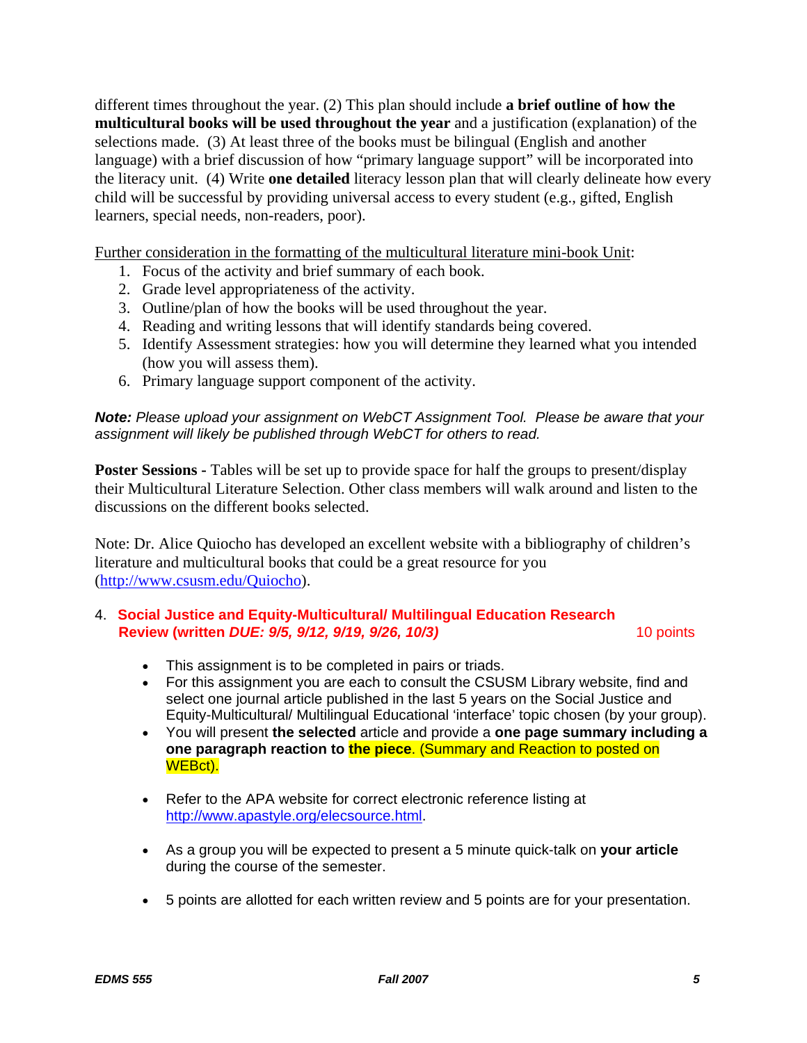different times throughout the year. (2) This plan should include **a brief outline of how the multicultural books will be used throughout the year** and a justification (explanation) of the selections made. (3) At least three of the books must be bilingual (English and another language) with a brief discussion of how "primary language support" will be incorporated into the literacy unit. (4) Write **one detailed** literacy lesson plan that will clearly delineate how every child will be successful by providing universal access to every student (e.g., gifted, English learners, special needs, non-readers, poor).

Further consideration in the formatting of the multicultural literature mini-book Unit:

1. Focus of the activity and brief summary of each book.
2. Grade level appropriateness of the activity.
3. Outline/plan of how the books will be used throughout the year.
4. Reading and writing lessons that will identify standards being covered.
5. Identify Assessment strategies: how you will determine they learned what you intended (how you will assess them).
6. Primary language support component of the activity.

***Note:*** *Please upload your assignment on WebCT Assignment Tool. Please be aware that your assignment will likely be published through WebCT for others to read.*

**Poster Sessions -** Tables will be set up to provide space for half the groups to present/display their Multicultural Literature Selection. Other class members will walk around and listen to the discussions on the different books selected.

Note: Dr. Alice Quiocho has developed an excellent website with a bibliography of children's literature and multicultural books that could be a great resource for you (http://www.csusm.edu/Quiocho).

### 4. Social Justice and Equity-Multicultural/ Multilingual Education Research Review (written *DUE: 9/5, 9/12, 9/19, 9/26, 10/3*) — 10 points

- This assignment is to be completed in pairs or triads.
- For this assignment you are each to consult the CSUSM Library website, find and select one journal article published in the last 5 years on the Social Justice and Equity-Multicultural/ Multilingual Educational 'interface' topic chosen (by your group).
- You will present **the selected** article and provide a **one page summary including a one paragraph reaction to the piece**. (Summary and Reaction to posted on WEBct).
- Refer to the APA website for correct electronic reference listing at http://www.apastyle.org/elecsource.html.
- As a group you will be expected to present a 5 minute quick-talk on **your article** during the course of the semester.
- 5 points are allotted for each written review and 5 points are for your presentation.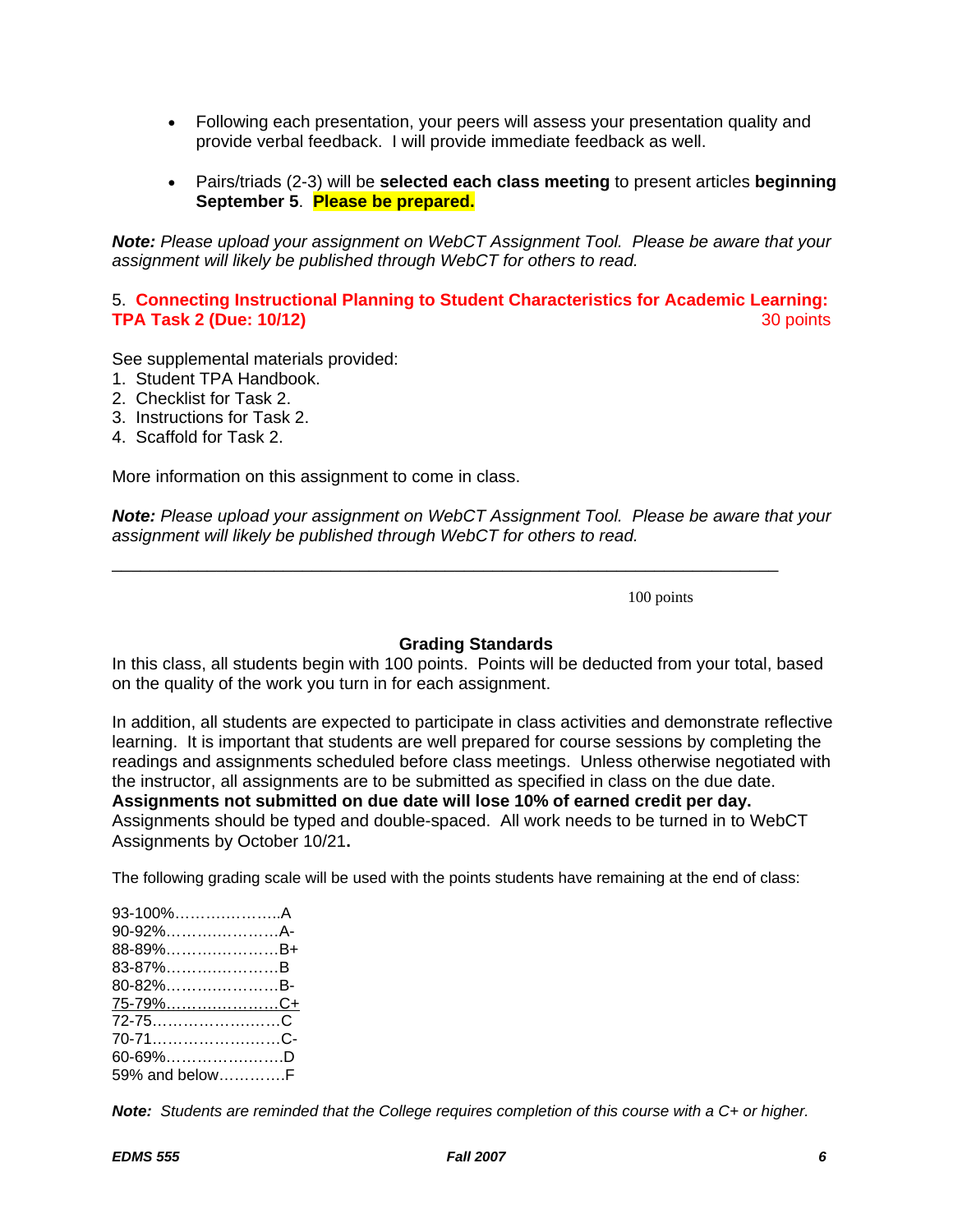- Following each presentation, your peers will assess your presentation quality and provide verbal feedback. I will provide immediate feedback as well.

- Pairs/triads (2-3) will be **selected each class meeting** to present articles **beginning September 5**. **Please be prepared.**

***Note:** Please upload your assignment on WebCT Assignment Tool. Please be aware that your assignment will likely be published through WebCT for others to read.*

5. **Connecting Instructional Planning to Student Characteristics for Academic Learning: TPA Task 2 (Due: 10/12)** 30 points

See supplemental materials provided:
1. Student TPA Handbook.
2. Checklist for Task 2.
3. Instructions for Task 2.
4. Scaffold for Task 2.

More information on this assignment to come in class.

***Note:** Please upload your assignment on WebCT Assignment Tool. Please be aware that your assignment will likely be published through WebCT for others to read.*

---

100 points

**Grading Standards**

In this class, all students begin with 100 points. Points will be deducted from your total, based on the quality of the work you turn in for each assignment.

In addition, all students are expected to participate in class activities and demonstrate reflective learning. It is important that students are well prepared for course sessions by completing the readings and assignments scheduled before class meetings. Unless otherwise negotiated with the instructor, all assignments are to be submitted as specified in class on the due date. **Assignments not submitted on due date will lose 10% of earned credit per day.** Assignments should be typed and double-spaced. All work needs to be turned in to WebCT Assignments by October 10/21**.**

The following grading scale will be used with the points students have remaining at the end of class:

93-100%………………..A
90-92%…………………A-
88-89%…………………B+
83-87%…………………B
80-82%…………………B-
75-79%…………………C+
72-75……………………C
70-71……………………C-
60-69%…………………D
59% and below…………F

***Note:** Students are reminded that the College requires completion of this course with a C+ or higher.*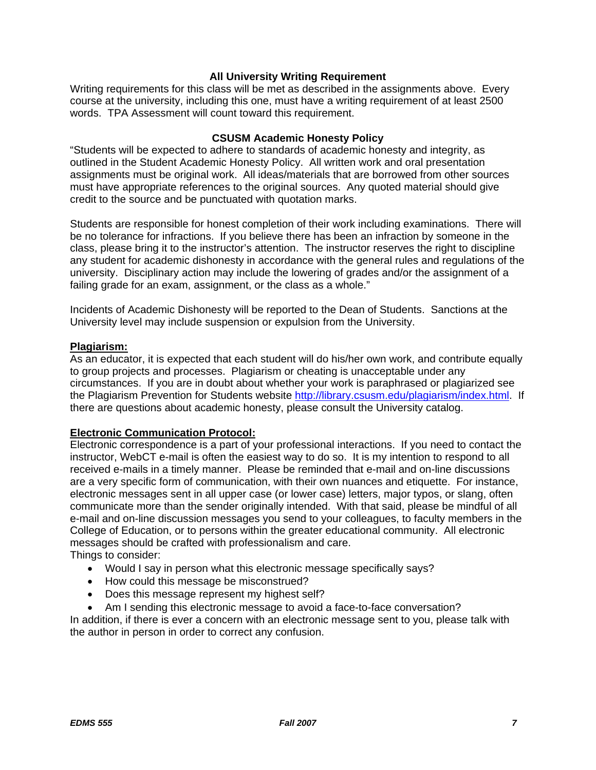## All University Writing Requirement

Writing requirements for this class will be met as described in the assignments above. Every course at the university, including this one, must have a writing requirement of at least 2500 words. TPA Assessment will count toward this requirement.

## CSUSM Academic Honesty Policy

"Students will be expected to adhere to standards of academic honesty and integrity, as outlined in the Student Academic Honesty Policy. All written work and oral presentation assignments must be original work. All ideas/materials that are borrowed from other sources must have appropriate references to the original sources. Any quoted material should give credit to the source and be punctuated with quotation marks.

Students are responsible for honest completion of their work including examinations. There will be no tolerance for infractions. If you believe there has been an infraction by someone in the class, please bring it to the instructor's attention. The instructor reserves the right to discipline any student for academic dishonesty in accordance with the general rules and regulations of the university. Disciplinary action may include the lowering of grades and/or the assignment of a failing grade for an exam, assignment, or the class as a whole."

Incidents of Academic Dishonesty will be reported to the Dean of Students. Sanctions at the University level may include suspension or expulsion from the University.

**Plagiarism:**

As an educator, it is expected that each student will do his/her own work, and contribute equally to group projects and processes. Plagiarism or cheating is unacceptable under any circumstances. If you are in doubt about whether your work is paraphrased or plagiarized see the Plagiarism Prevention for Students website http://library.csusm.edu/plagiarism/index.html. If there are questions about academic honesty, please consult the University catalog.

**Electronic Communication Protocol:**

Electronic correspondence is a part of your professional interactions. If you need to contact the instructor, WebCT e-mail is often the easiest way to do so. It is my intention to respond to all received e-mails in a timely manner. Please be reminded that e-mail and on-line discussions are a very specific form of communication, with their own nuances and etiquette. For instance, electronic messages sent in all upper case (or lower case) letters, major typos, or slang, often communicate more than the sender originally intended. With that said, please be mindful of all e-mail and on-line discussion messages you send to your colleagues, to faculty members in the College of Education, or to persons within the greater educational community. All electronic messages should be crafted with professionalism and care.

Things to consider:

- Would I say in person what this electronic message specifically says?
- How could this message be misconstrued?
- Does this message represent my highest self?
- Am I sending this electronic message to avoid a face-to-face conversation?

In addition, if there is ever a concern with an electronic message sent to you, please talk with the author in person in order to correct any confusion.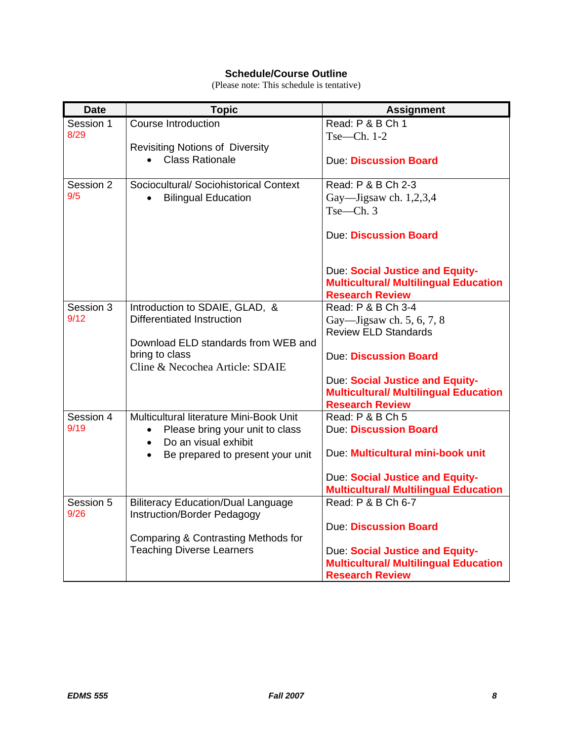**Schedule/Course Outline**

(Please note: This schedule is tentative)

| Date | Topic | Assignment |
|---|---|---|
| Session 1<br>8/29 | Course Introduction<br><br>Revisiting Notions of Diversity<br>• Class Rationale | Read: P & B Ch 1<br>Tse—Ch. 1-2<br><br>Due: **Discussion Board** |
| Session 2<br>9/5 | Sociocultural/ Sociohistorical Context<br>• Bilingual Education | Read: P & B Ch 2-3<br>Gay—Jigsaw ch. 1,2,3,4<br>Tse—Ch. 3<br><br>Due: **Discussion Board**<br><br>Due: **Social Justice and Equity-Multicultural/ Multilingual Education Research Review** |
| Session 3<br>9/12 | Introduction to SDAIE, GLAD, & Differentiated Instruction<br><br>Download ELD standards from WEB and bring to class<br>Cline & Necochea Article: SDAIE | Read: P & B Ch 3-4<br>Gay—Jigsaw ch. 5, 6, 7, 8<br>Review ELD Standards<br><br>Due: **Discussion Board**<br><br>Due: **Social Justice and Equity-Multicultural/ Multilingual Education Research Review** |
| Session 4<br>9/19 | Multicultural literature Mini-Book Unit<br>• Please bring your unit to class<br>• Do an visual exhibit<br>• Be prepared to present your unit | Read: P & B Ch 5<br>Due: **Discussion Board**<br><br>Due: **Multicultural mini-book unit**<br><br>Due: **Social Justice and Equity-Multicultural/ Multilingual Education** |
| Session 5<br>9/26 | Biliteracy Education/Dual Language Instruction/Border Pedagogy<br><br>Comparing & Contrasting Methods for Teaching Diverse Learners | Read: P & B Ch 6-7<br><br>Due: **Discussion Board**<br><br>Due: **Social Justice and Equity-Multicultural/ Multilingual Education Research Review** |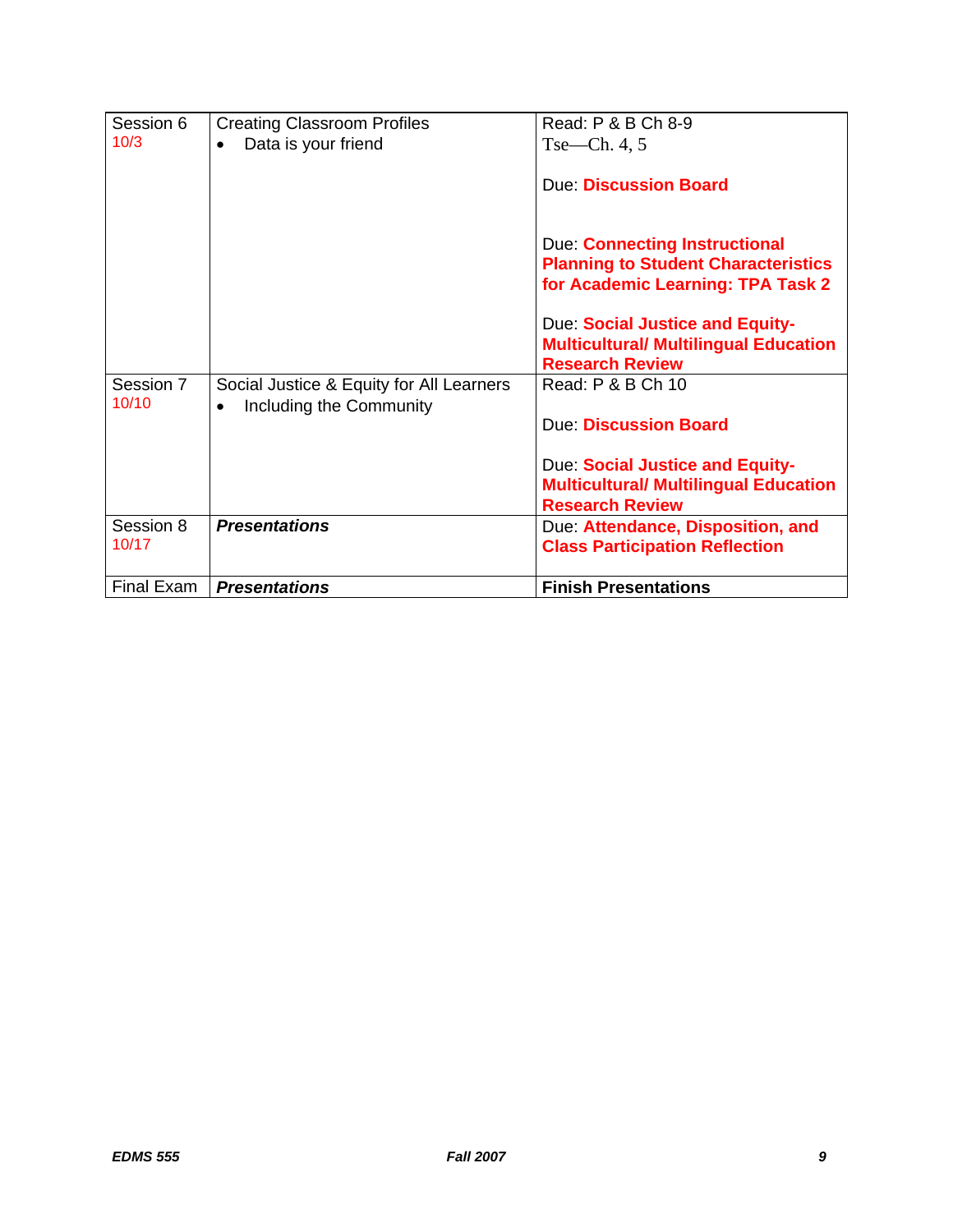| | | |
|---|---|---|
| Session 6<br>10/3 | Creating Classroom Profiles<br>• Data is your friend | Read: P & B Ch 8-9<br>Tse—Ch. 4, 5<br><br>Due: **Discussion Board**<br><br>Due: **Connecting Instructional Planning to Student Characteristics for Academic Learning: TPA Task 2**<br><br>Due: **Social Justice and Equity-Multicultural/ Multilingual Education Research Review** |
| Session 7<br>10/10 | Social Justice & Equity for All Learners<br>• Including the Community | Read: P & B Ch 10<br><br>Due: **Discussion Board**<br><br>Due: **Social Justice and Equity-Multicultural/ Multilingual Education Research Review** |
| Session 8<br>10/17 | ***Presentations*** | Due: **Attendance, Disposition, and Class Participation Reflection** |
| Final Exam | ***Presentations*** | **Finish Presentations** |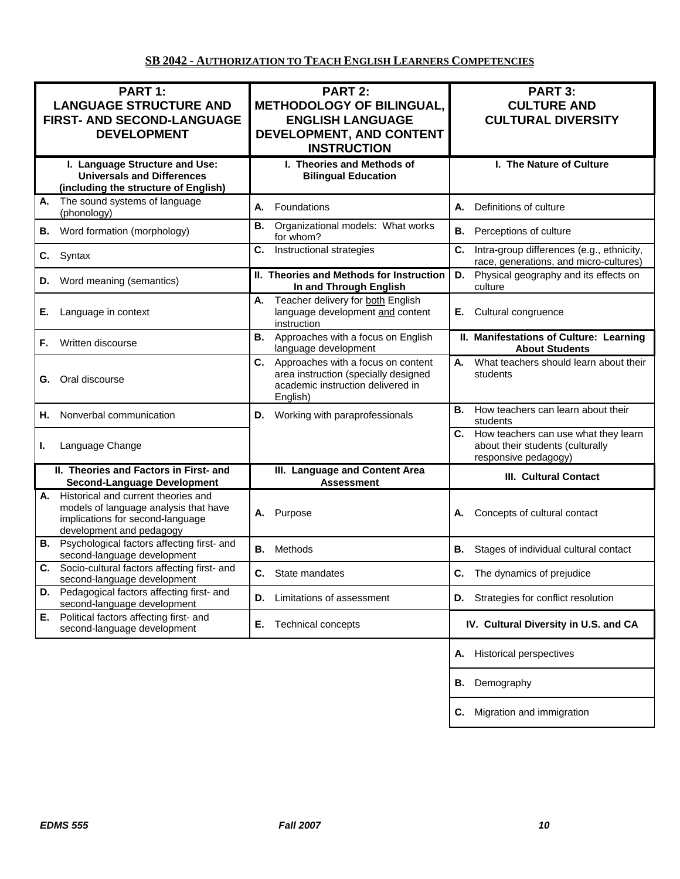## SB 2042 - AUTHORIZATION TO TEACH ENGLISH LEARNERS COMPETENCIES

| PART 1: LANGUAGE STRUCTURE AND FIRST- AND SECOND-LANGUAGE DEVELOPMENT | PART 2: METHODOLOGY OF BILINGUAL, ENGLISH LANGUAGE DEVELOPMENT, AND CONTENT INSTRUCTION | PART 3: CULTURE AND CULTURAL DIVERSITY |
|---|---|---|
| **I. Language Structure and Use: Universals and Differences (including the structure of English)** | **I. Theories and Methods of Bilingual Education** | **I. The Nature of Culture** |
| **A.** The sound systems of language (phonology) | **A.** Foundations | **A.** Definitions of culture |
| **B.** Word formation (morphology) | **B.** Organizational models: What works for whom? | **B.** Perceptions of culture |
| **C.** Syntax | **C.** Instructional strategies | **C.** Intra-group differences (e.g., ethnicity, race, generations, and micro-cultures) |
| **D.** Word meaning (semantics) | **II. Theories and Methods for Instruction In and Through English** | **D.** Physical geography and its effects on culture |
| **E.** Language in context | **A.** Teacher delivery for both English language development and content instruction | **E.** Cultural congruence |
| **F.** Written discourse | **B.** Approaches with a focus on English language development | **II. Manifestations of Culture: Learning About Students** |
| **G.** Oral discourse | **C.** Approaches with a focus on content area instruction (specially designed academic instruction delivered in English) | **A.** What teachers should learn about their students |
| **H.** Nonverbal communication | **D.** Working with paraprofessionals | **B.** How teachers can learn about their students |
| **I.** Language Change | | **C.** How teachers can use what they learn about their students (culturally responsive pedagogy) |
| **II. Theories and Factors in First- and Second-Language Development** | **III. Language and Content Area Assessment** | **III. Cultural Contact** |
| **A.** Historical and current theories and models of language analysis that have implications for second-language development and pedagogy | **A.** Purpose | **A.** Concepts of cultural contact |
| **B.** Psychological factors affecting first- and second-language development | **B.** Methods | **B.** Stages of individual cultural contact |
| **C.** Socio-cultural factors affecting first- and second-language development | **C.** State mandates | **C.** The dynamics of prejudice |
| **D.** Pedagogical factors affecting first- and second-language development | **D.** Limitations of assessment | **D.** Strategies for conflict resolution |
| **E.** Political factors affecting first- and second-language development | **E.** Technical concepts | **IV. Cultural Diversity in U.S. and CA** |
| | | **A.** Historical perspectives |
| | | **B.** Demography |
| | | **C.** Migration and immigration |